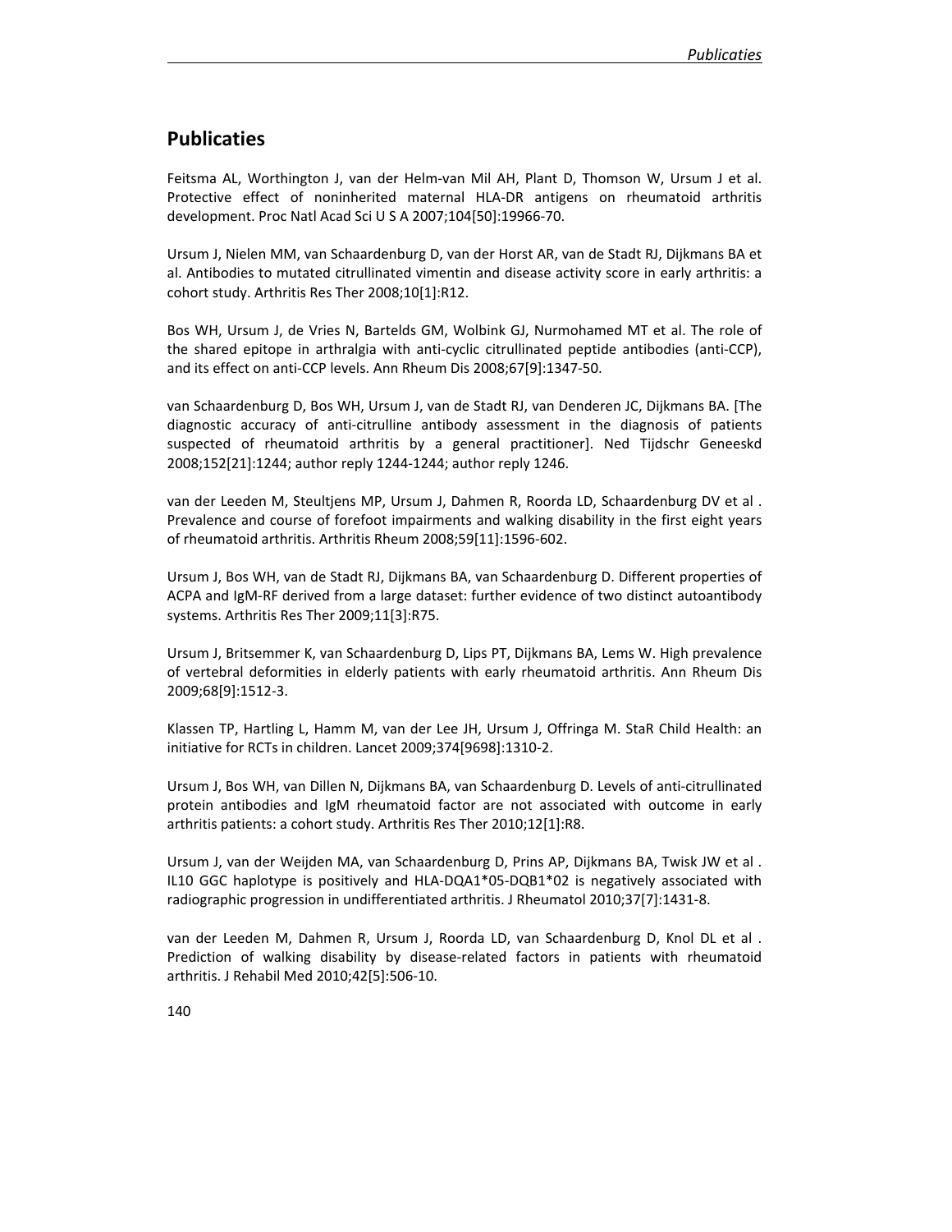# Publicaties

Feitsma AL, Worthington J, van der Helm-van Mil AH, Plant D, Thomson W, Ursum J et al. Protective effect of noninherited maternal HLA-DR antigens on rheumatoid arthritis development. Proc Natl Acad Sci U S A 2007;104[50]:19966-70.

Ursum J, Nielen MM, van Schaardenburg D, van der Horst AR, van de Stadt RJ, Dijkmans BA et al. Antibodies to mutated citrullinated vimentin and disease activity score in early arthritis: a cohort study. Arthritis Res Ther 2008;10[1]:R12.

Bos WH, Ursum J, de Vries N, Bartelds GM, Wolbink GJ, Nurmohamed MT et al. The role of the shared epitope in arthralgia with anti-cyclic citrullinated peptide antibodies (anti-CCP), and its effect on anti-CCP levels. Ann Rheum Dis 2008;67[9]:1347-50.

van Schaardenburg D, Bos WH, Ursum J, van de Stadt RJ, van Denderen JC, Dijkmans BA. [The diagnostic accuracy of anti-citrulline antibody assessment in the diagnosis of patients suspected of rheumatoid arthritis by a general practitioner]. Ned Tijdschr Geneeskd 2008;152[21]:1244; author reply 1244-1244; author reply 1246.

van der Leeden M, Steultjens MP, Ursum J, Dahmen R, Roorda LD, Schaardenburg DV et al . Prevalence and course of forefoot impairments and walking disability in the first eight years of rheumatoid arthritis. Arthritis Rheum 2008;59[11]:1596-602.

Ursum J, Bos WH, van de Stadt RJ, Dijkmans BA, van Schaardenburg D. Different properties of ACPA and IgM-RF derived from a large dataset: further evidence of two distinct autoantibody systems. Arthritis Res Ther 2009;11[3]:R75.

Ursum J, Britsemmer K, van Schaardenburg D, Lips PT, Dijkmans BA, Lems W. High prevalence of vertebral deformities in elderly patients with early rheumatoid arthritis. Ann Rheum Dis 2009;68[9]:1512-3.

Klassen TP, Hartling L, Hamm M, van der Lee JH, Ursum J, Offringa M. StaR Child Health: an initiative for RCTs in children. Lancet 2009;374[9698]:1310-2.

Ursum J, Bos WH, van Dillen N, Dijkmans BA, van Schaardenburg D. Levels of anti-citrullinated protein antibodies and IgM rheumatoid factor are not associated with outcome in early arthritis patients: a cohort study. Arthritis Res Ther 2010;12[1]:R8.

Ursum J, van der Weijden MA, van Schaardenburg D, Prins AP, Dijkmans BA, Twisk JW et al . IL10 GGC haplotype is positively and HLA-DQA1*05-DQB1*02 is negatively associated with radiographic progression in undifferentiated arthritis. J Rheumatol 2010;37[7]:1431-8.

van der Leeden M, Dahmen R, Ursum J, Roorda LD, van Schaardenburg D, Knol DL et al . Prediction of walking disability by disease-related factors in patients with rheumatoid arthritis. J Rehabil Med 2010;42[5]:506-10.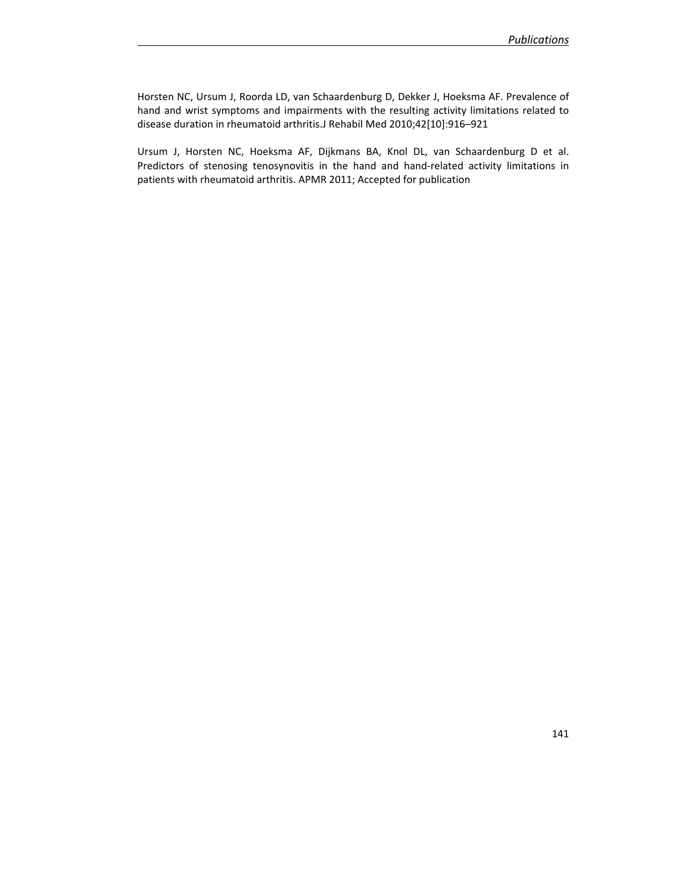Horsten NC, Ursum J, Roorda LD, van Schaardenburg D, Dekker J, Hoeksma AF. Prevalence of hand and wrist symptoms and impairments with the resulting activity limitations related to disease duration in rheumatoid arthritis.J Rehabil Med 2010;42[10]:916–921

Ursum J, Horsten NC, Hoeksma AF, Dijkmans BA, Knol DL, van Schaardenburg D et al. Predictors of stenosing tenosynovitis in the hand and hand-related activity limitations in patients with rheumatoid arthritis. APMR 2011; Accepted for publication